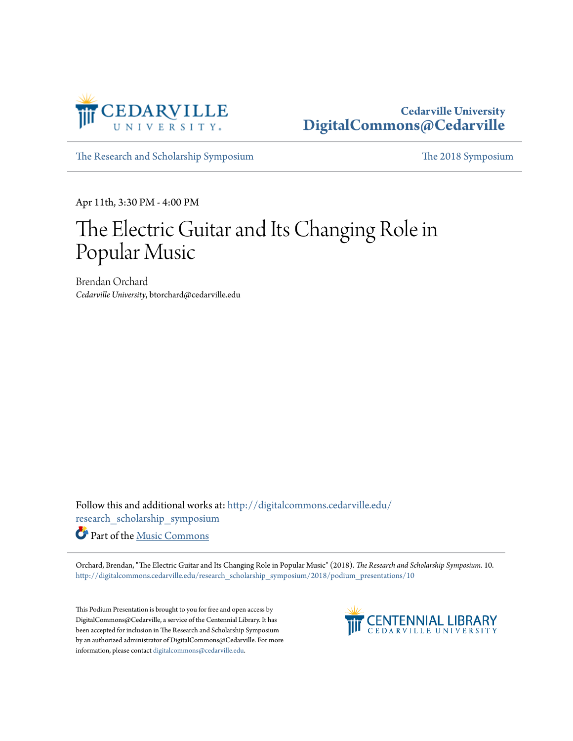Cedarville University
DigitalCommons@Cedarville

The Research and Scholarship Symposium | The 2018 Symposium

Apr 11th, 3:30 PM - 4:00 PM

# The Electric Guitar and Its Changing Role in Popular Music

Brendan Orchard
*Cedarville University*, btorchard@cedarville.edu

Follow this and additional works at: http://digitalcommons.cedarville.edu/research_scholarship_symposium

Part of the Music Commons

Orchard, Brendan, "The Electric Guitar and Its Changing Role in Popular Music" (2018). *The Research and Scholarship Symposium*. 10.
http://digitalcommons.cedarville.edu/research_scholarship_symposium/2018/podium_presentations/10

This Podium Presentation is brought to you for free and open access by DigitalCommons@Cedarville, a service of the Centennial Library. It has been accepted for inclusion in The Research and Scholarship Symposium by an authorized administrator of DigitalCommons@Cedarville. For more information, please contact digitalcommons@cedarville.edu.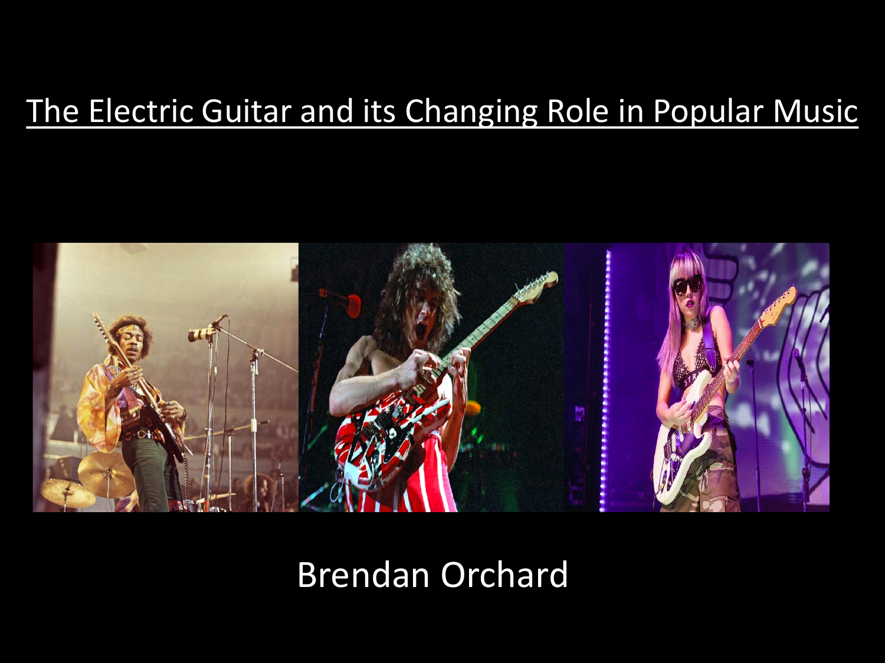# The Electric Guitar and its Changing Role in Popular Music

Brendan Orchard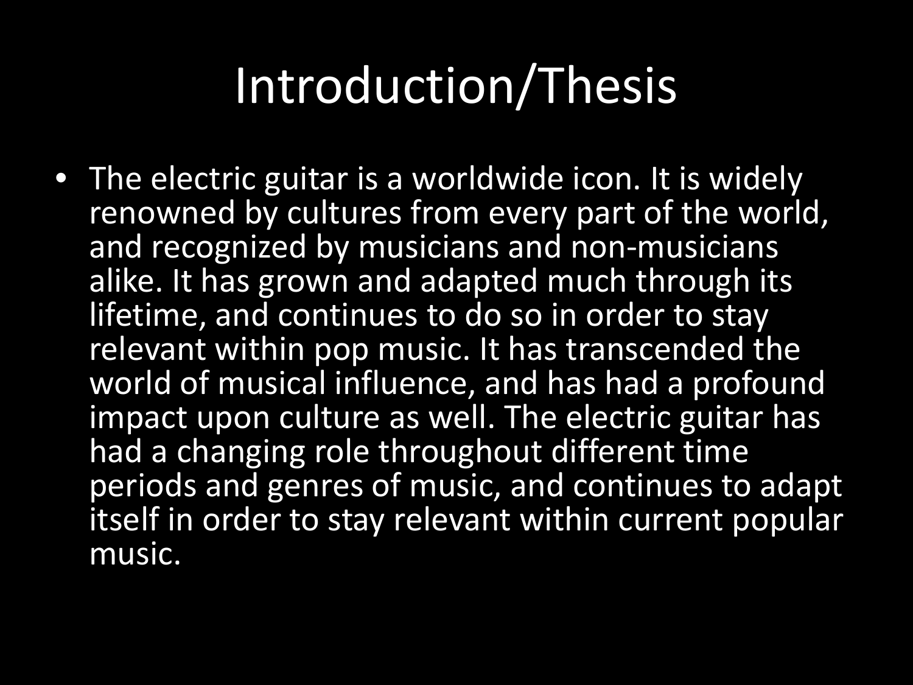# Introduction/Thesis

- The electric guitar is a worldwide icon. It is widely renowned by cultures from every part of the world, and recognized by musicians and non-musicians alike. It has grown and adapted much through its lifetime, and continues to do so in order to stay relevant within pop music. It has transcended the world of musical influence, and has had a profound impact upon culture as well. The electric guitar has had a changing role throughout different time periods and genres of music, and continues to adapt itself in order to stay relevant within current popular music.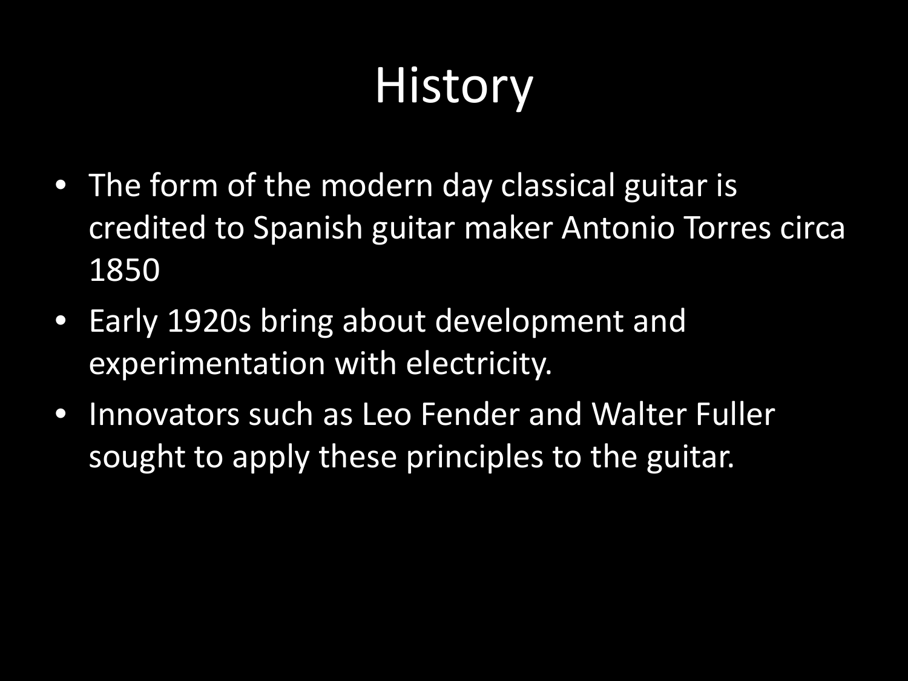# History

- The form of the modern day classical guitar is credited to Spanish guitar maker Antonio Torres circa 1850
- Early 1920s bring about development and experimentation with electricity.
- Innovators such as Leo Fender and Walter Fuller sought to apply these principles to the guitar.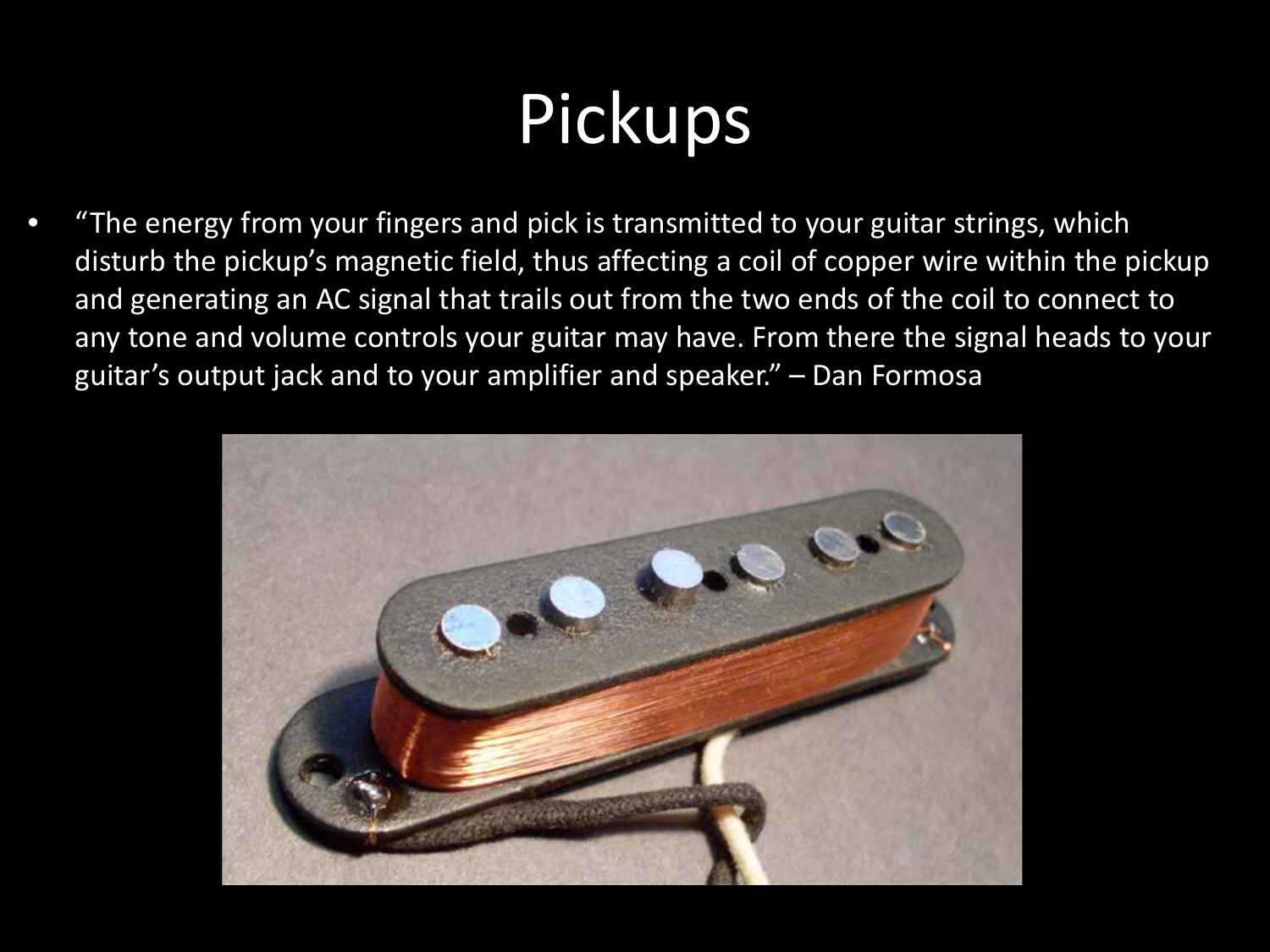# Pickups

- "The energy from your fingers and pick is transmitted to your guitar strings, which disturb the pickup's magnetic field, thus affecting a coil of copper wire within the pickup and generating an AC signal that trails out from the two ends of the coil to connect to any tone and volume controls your guitar may have. From there the signal heads to your guitar's output jack and to your amplifier and speaker." – Dan Formosa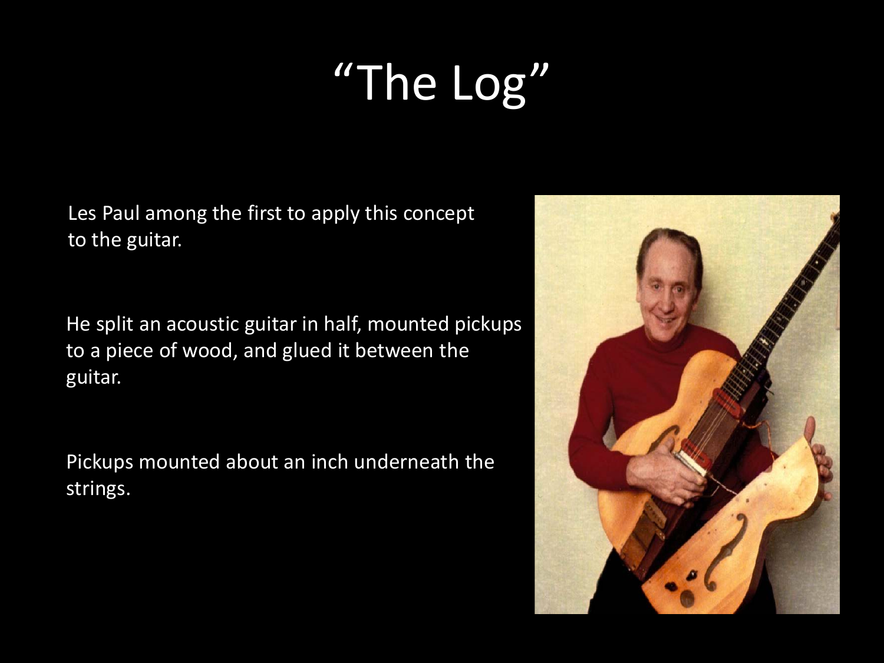# “The Log”

Les Paul among the first to apply this concept to the guitar.

He split an acoustic guitar in half, mounted pickups to a piece of wood, and glued it between the guitar.

Pickups mounted about an inch underneath the strings.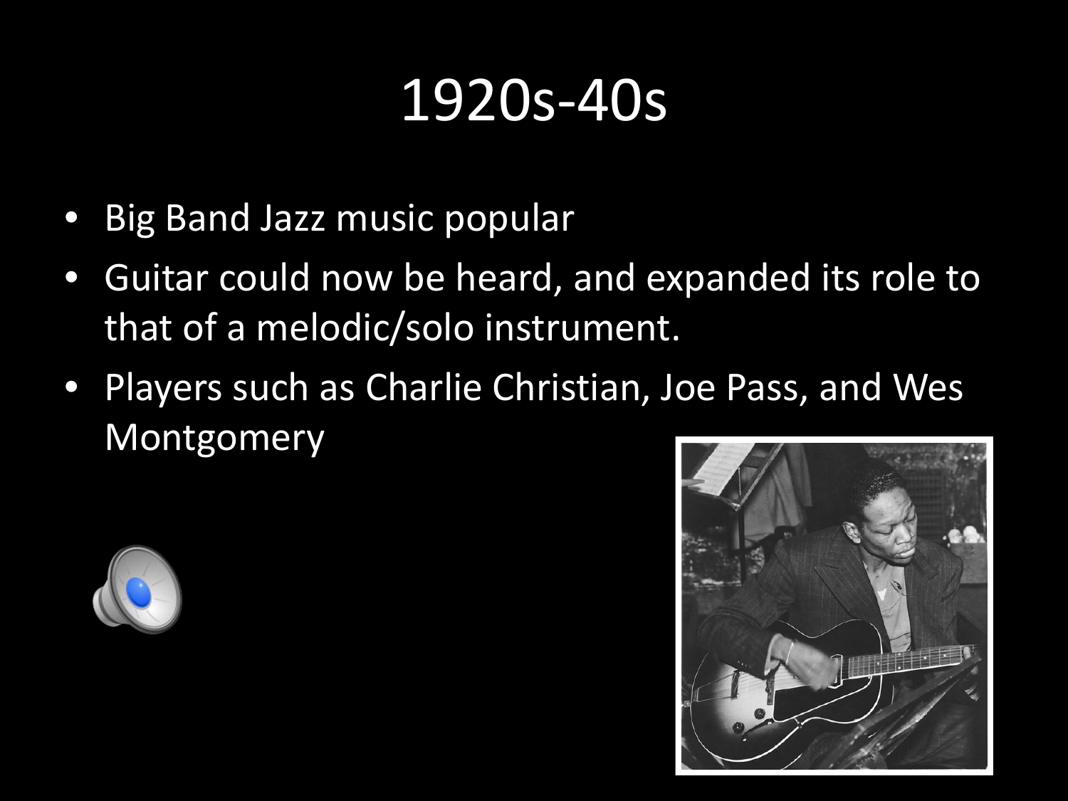# 1920s-40s

- Big Band Jazz music popular
- Guitar could now be heard, and expanded its role to that of a melodic/solo instrument.
- Players such as Charlie Christian, Joe Pass, and Wes Montgomery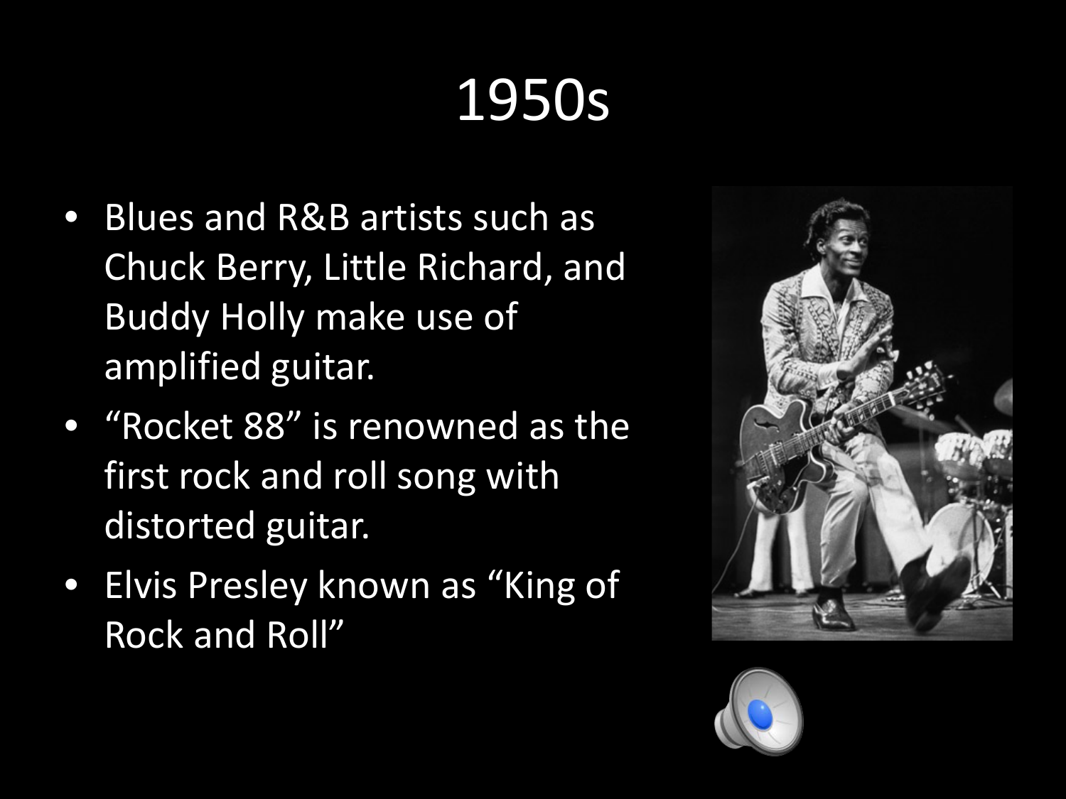# 1950s

- Blues and R&B artists such as Chuck Berry, Little Richard, and Buddy Holly make use of amplified guitar.
- “Rocket 88” is renowned as the first rock and roll song with distorted guitar.
- Elvis Presley known as “King of Rock and Roll”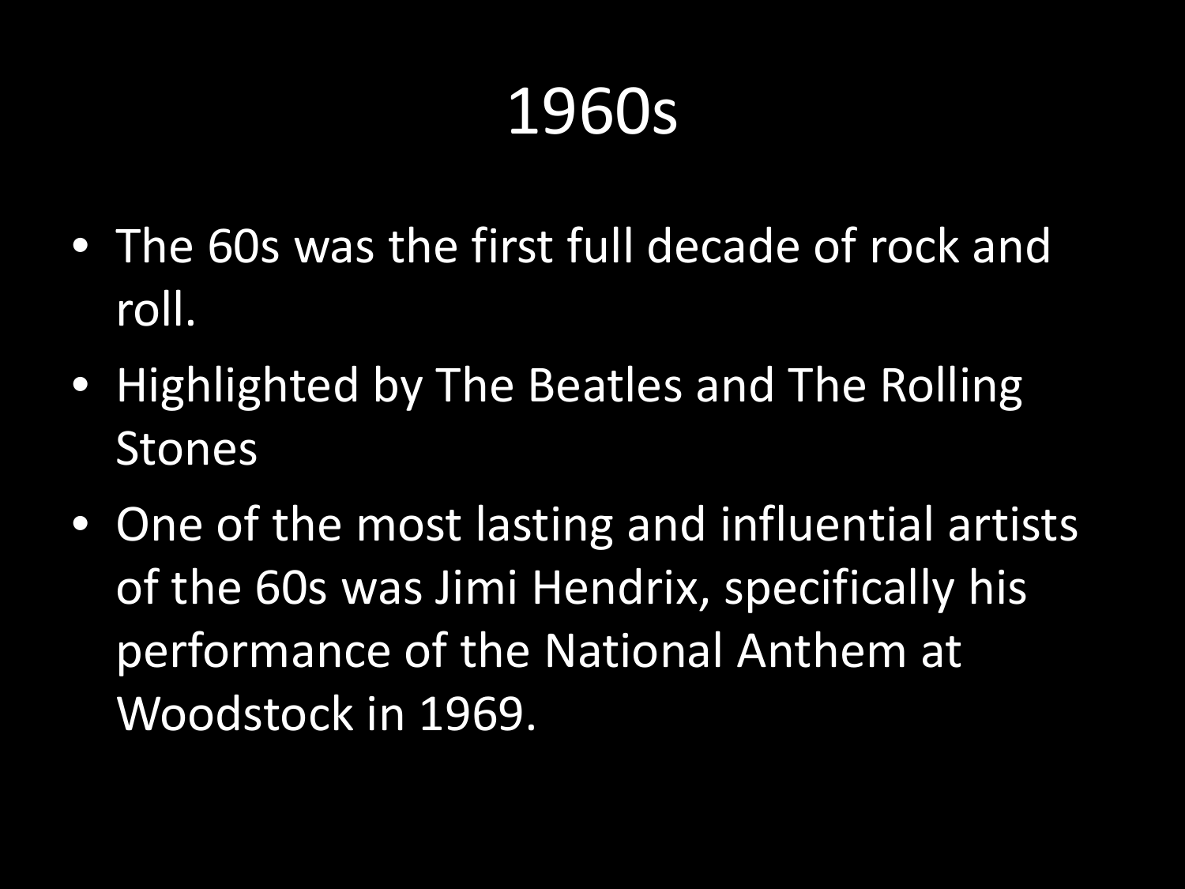# 1960s

- The 60s was the first full decade of rock and roll.
- Highlighted by The Beatles and The Rolling Stones
- One of the most lasting and influential artists of the 60s was Jimi Hendrix, specifically his performance of the National Anthem at Woodstock in 1969.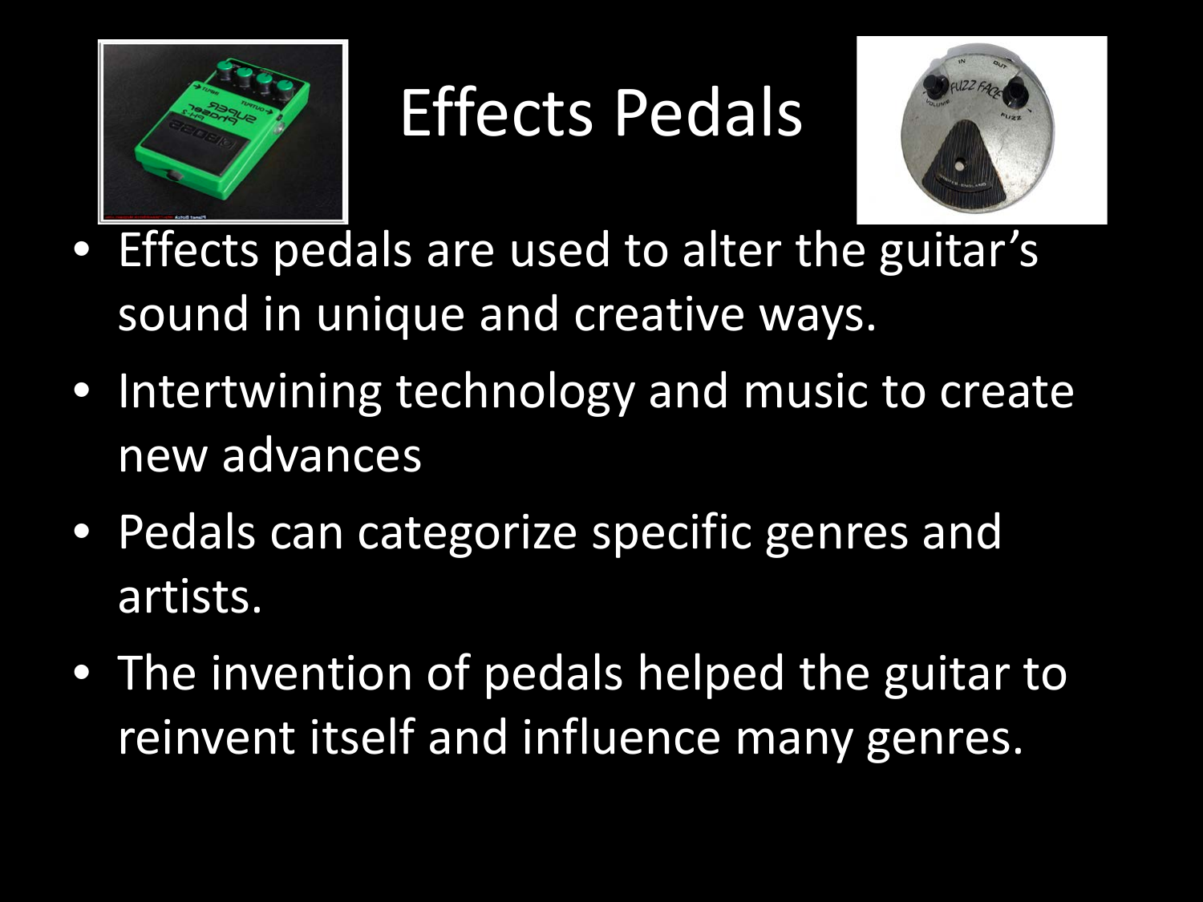# Effects Pedals

- Effects pedals are used to alter the guitar's sound in unique and creative ways.
- Intertwining technology and music to create new advances
- Pedals can categorize specific genres and artists.
- The invention of pedals helped the guitar to reinvent itself and influence many genres.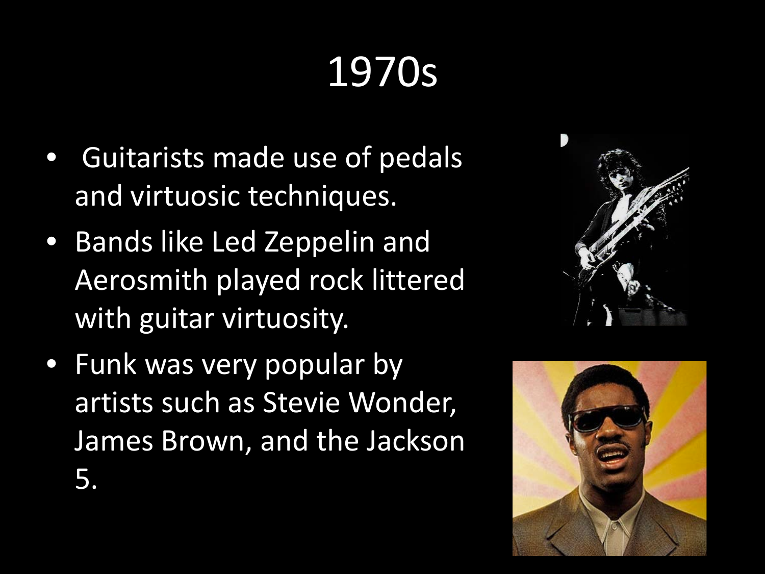# 1970s

- Guitarists made use of pedals and virtuosic techniques.
- Bands like Led Zeppelin and Aerosmith played rock littered with guitar virtuosity.
- Funk was very popular by artists such as Stevie Wonder, James Brown, and the Jackson 5.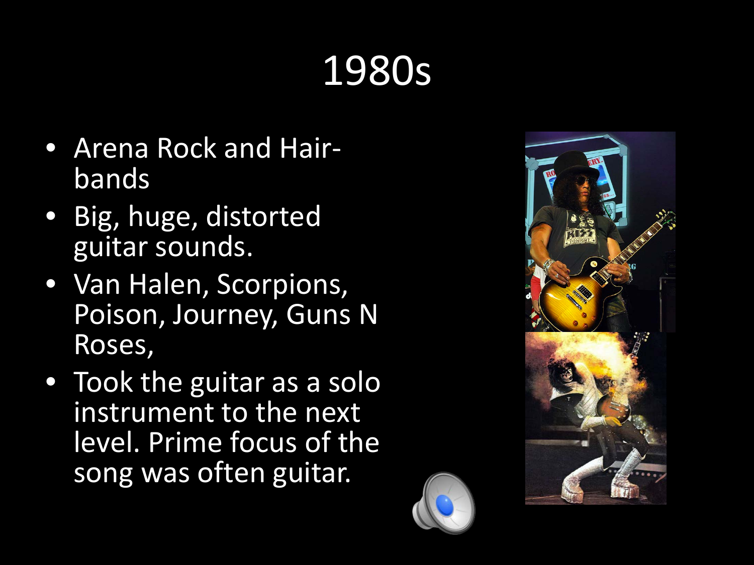# 1980s

- Arena Rock and Hair-bands
- Big, huge, distorted guitar sounds.
- Van Halen, Scorpions, Poison, Journey, Guns N Roses,
- Took the guitar as a solo instrument to the next level. Prime focus of the song was often guitar.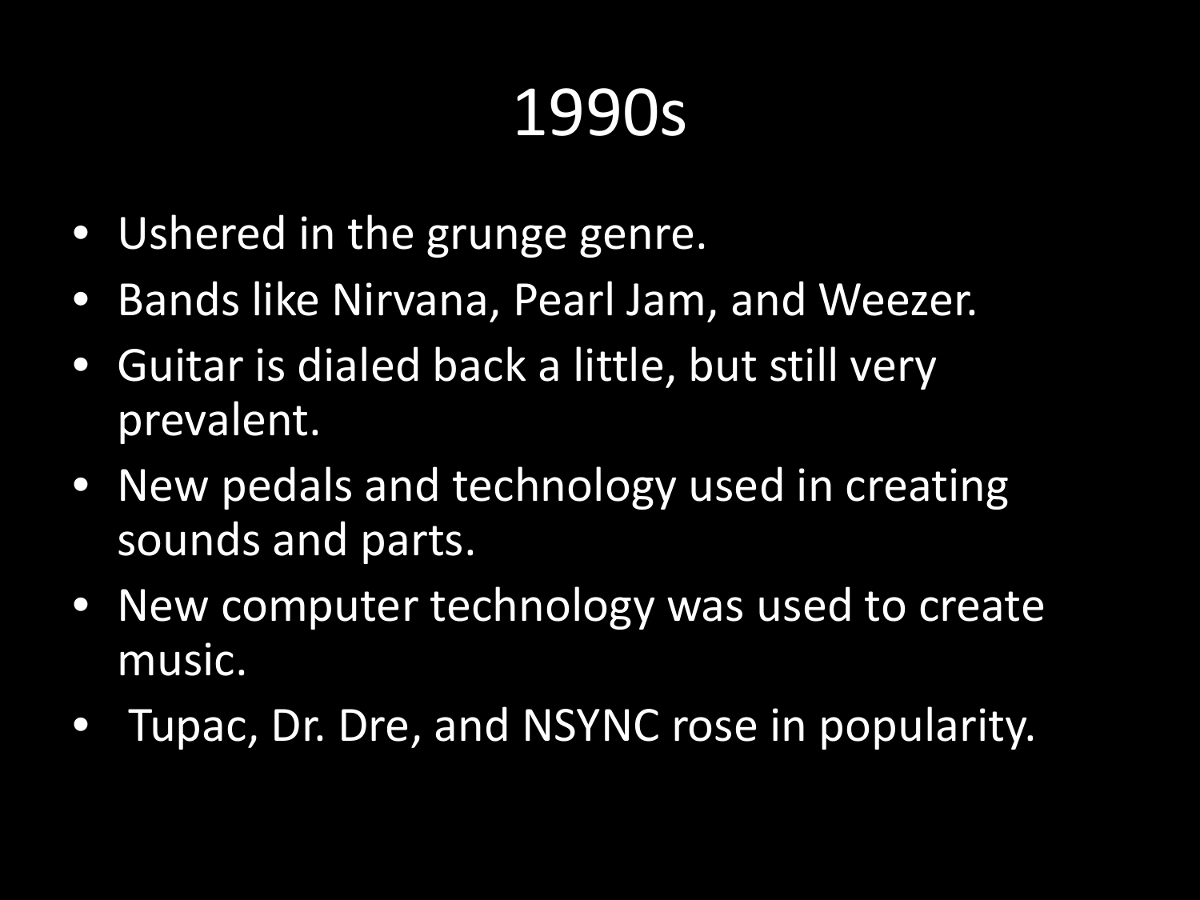# 1990s

- Ushered in the grunge genre.
- Bands like Nirvana, Pearl Jam, and Weezer.
- Guitar is dialed back a little, but still very prevalent.
- New pedals and technology used in creating sounds and parts.
- New computer technology was used to create music.
- Tupac, Dr. Dre, and NSYNC rose in popularity.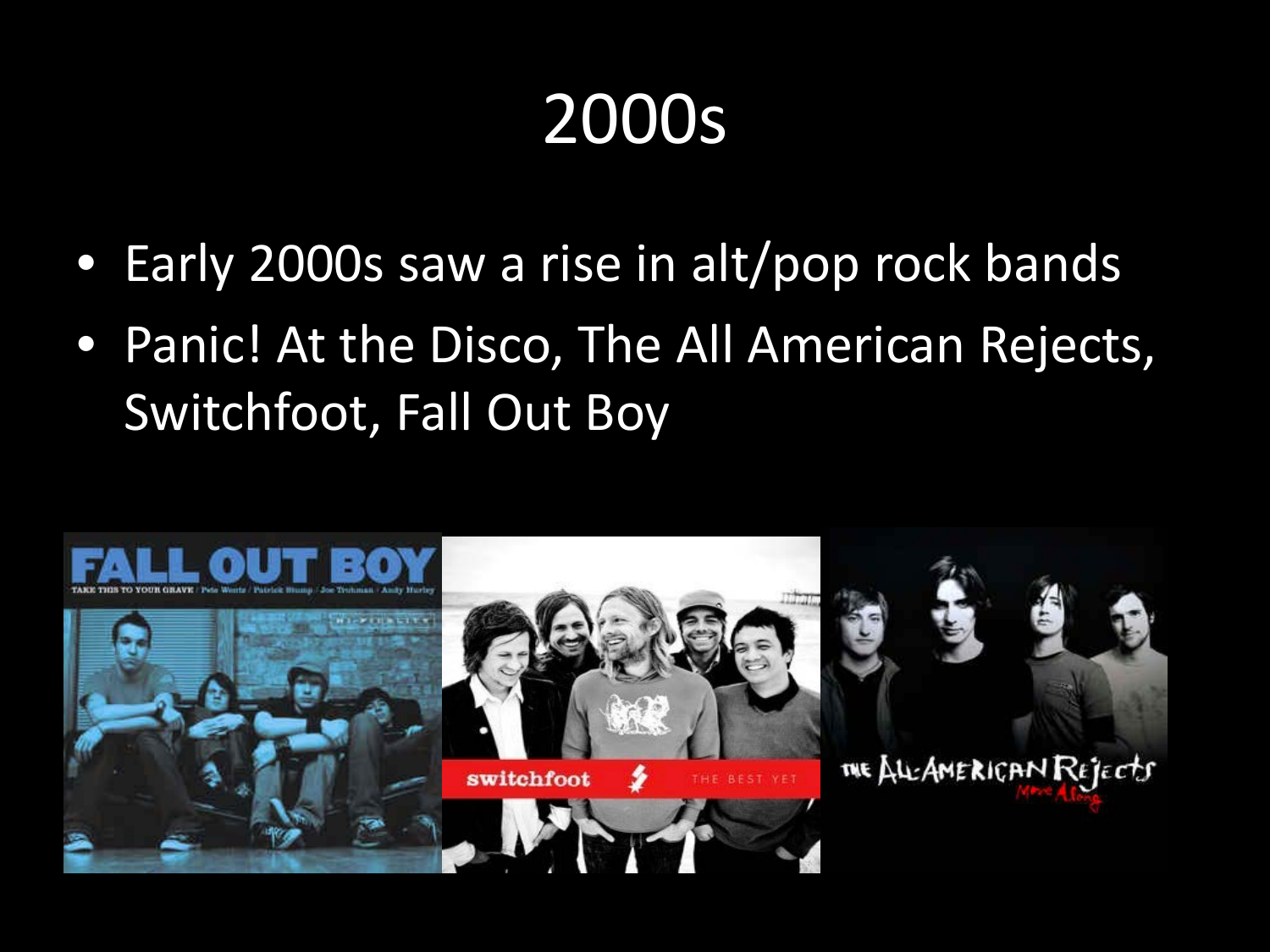# 2000s

- Early 2000s saw a rise in alt/pop rock bands
- Panic! At the Disco, The All American Rejects, Switchfoot, Fall Out Boy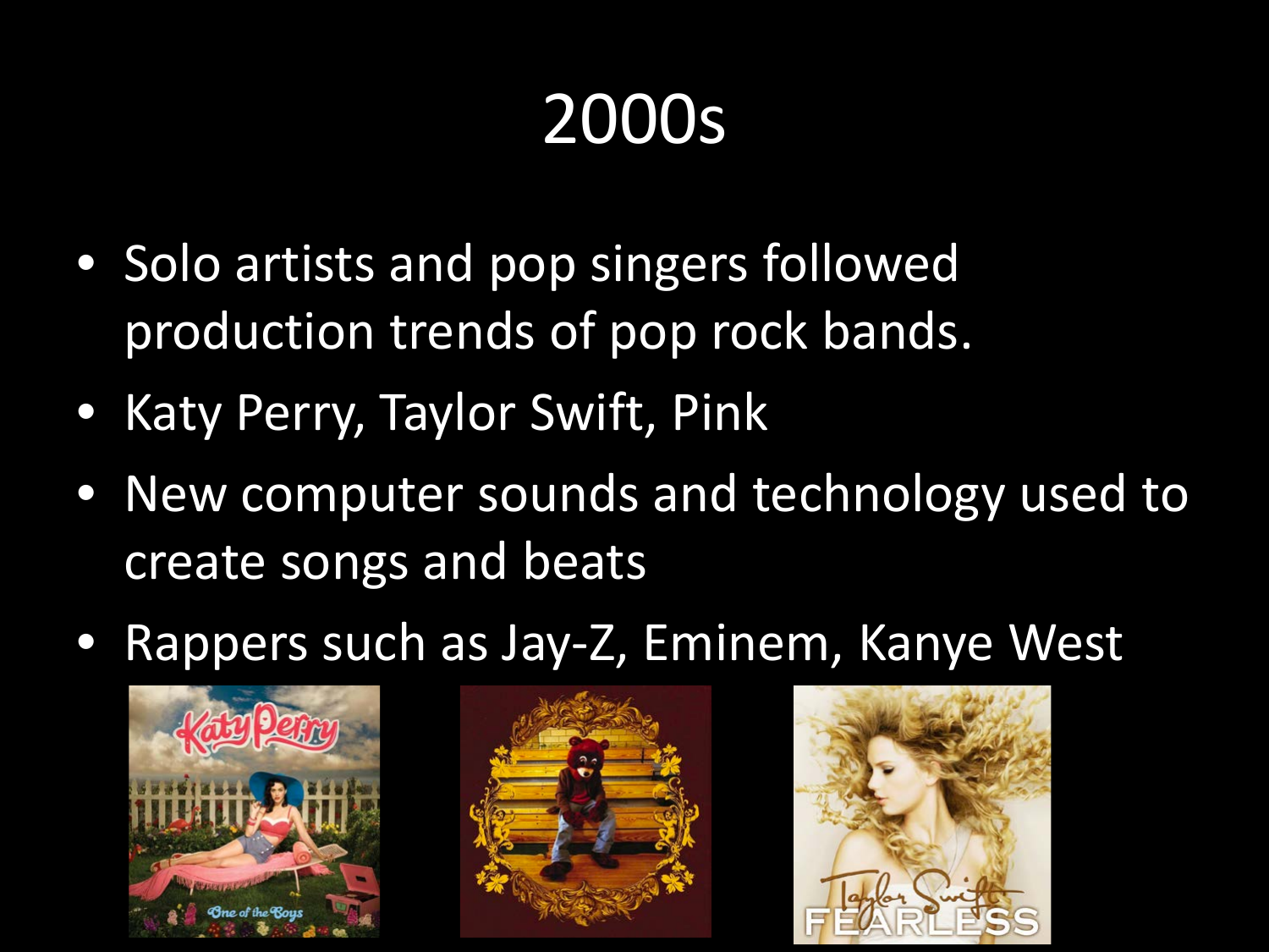# 2000s

- Solo artists and pop singers followed production trends of pop rock bands.
- Katy Perry, Taylor Swift, Pink
- New computer sounds and technology used to create songs and beats
- Rappers such as Jay-Z, Eminem, Kanye West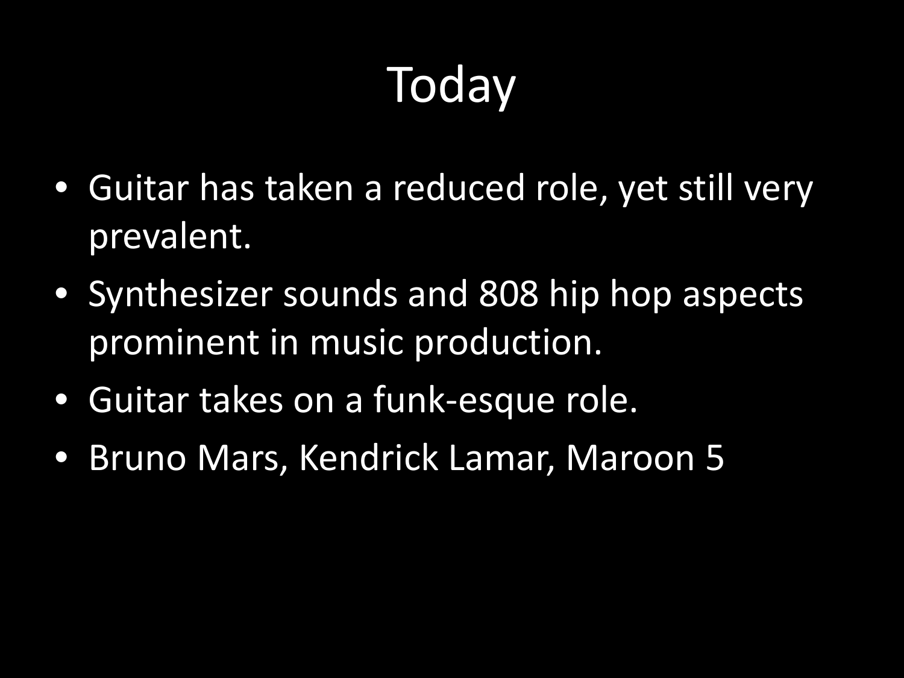# Today

- Guitar has taken a reduced role, yet still very prevalent.
- Synthesizer sounds and 808 hip hop aspects prominent in music production.
- Guitar takes on a funk-esque role.
- Bruno Mars, Kendrick Lamar, Maroon 5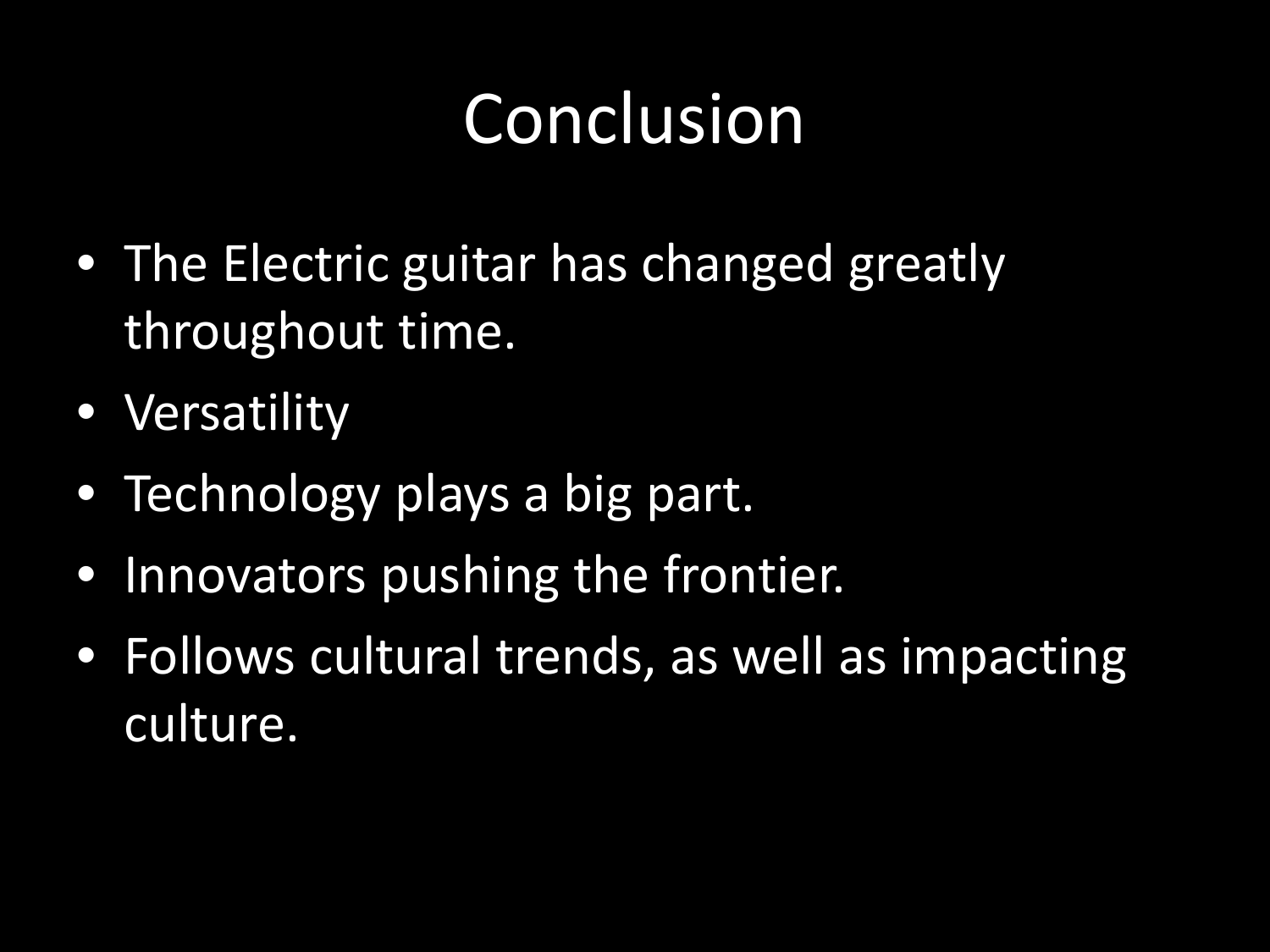# Conclusion

- The Electric guitar has changed greatly throughout time.
- Versatility
- Technology plays a big part.
- Innovators pushing the frontier.
- Follows cultural trends, as well as impacting culture.